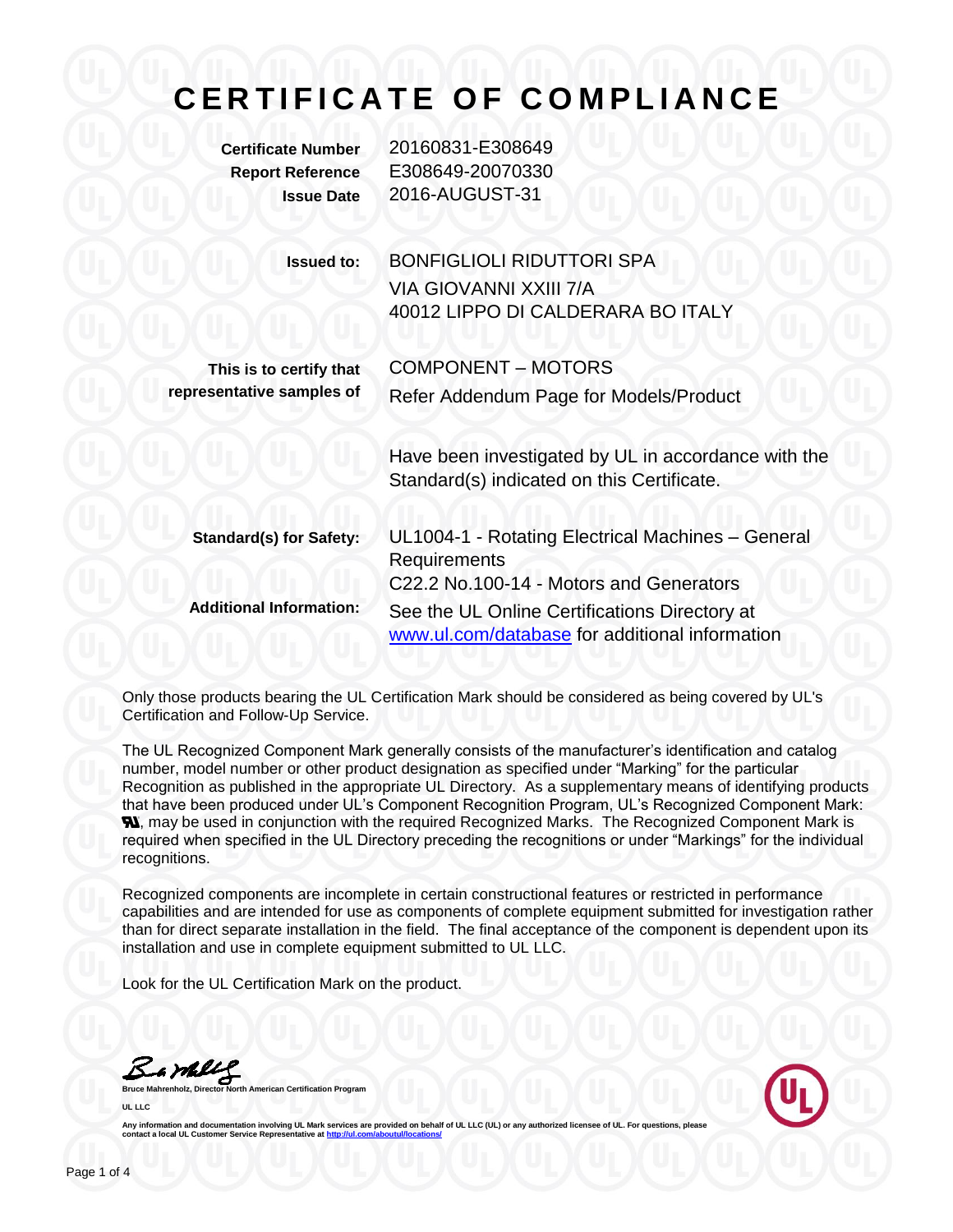# CERTIFICATE OF COMPLIANCE

| | |
|---|---|
| **Certificate Number** | 20160831-E308649 |
| **Report Reference** | E308649-20070330 |
| **Issue Date** | 2016-AUGUST-31 |

**Issued to:** BONFIGLIOLI RIDUTTORI SPA
VIA GIOVANNI XXIII 7/A
40012 LIPPO DI CALDERARA BO ITALY

**This is to certify that representative samples of** COMPONENT – MOTORS
Refer Addendum Page for Models/Product

Have been investigated by UL in accordance with the Standard(s) indicated on this Certificate.

**Standard(s) for Safety:** UL1004-1 - Rotating Electrical Machines – General Requirements
C22.2 No.100-14 - Motors and Generators

**Additional Information:** See the UL Online Certifications Directory at www.ul.com/database for additional information

Only those products bearing the UL Certification Mark should be considered as being covered by UL's Certification and Follow-Up Service.

The UL Recognized Component Mark generally consists of the manufacturer's identification and catalog number, model number or other product designation as specified under "Marking" for the particular Recognition as published in the appropriate UL Directory. As a supplementary means of identifying products that have been produced under UL's Component Recognition Program, UL's Recognized Component Mark: ЯU, may be used in conjunction with the required Recognized Marks. The Recognized Component Mark is required when specified in the UL Directory preceding the recognitions or under "Markings" for the individual recognitions.

Recognized components are incomplete in certain constructional features or restricted in performance capabilities and are intended for use as components of complete equipment submitted for investigation rather than for direct separate installation in the field. The final acceptance of the component is dependent upon its installation and use in complete equipment submitted to UL LLC.

Look for the UL Certification Mark on the product.

**Bruce Mahrenholz, Director North American Certification Program**

**UL LLC**

Any information and documentation involving UL Mark services are provided on behalf of UL LLC (UL) or any authorized licensee of UL. For questions, please contact a local UL Customer Service Representative at http://ul.com/aboutul/locations/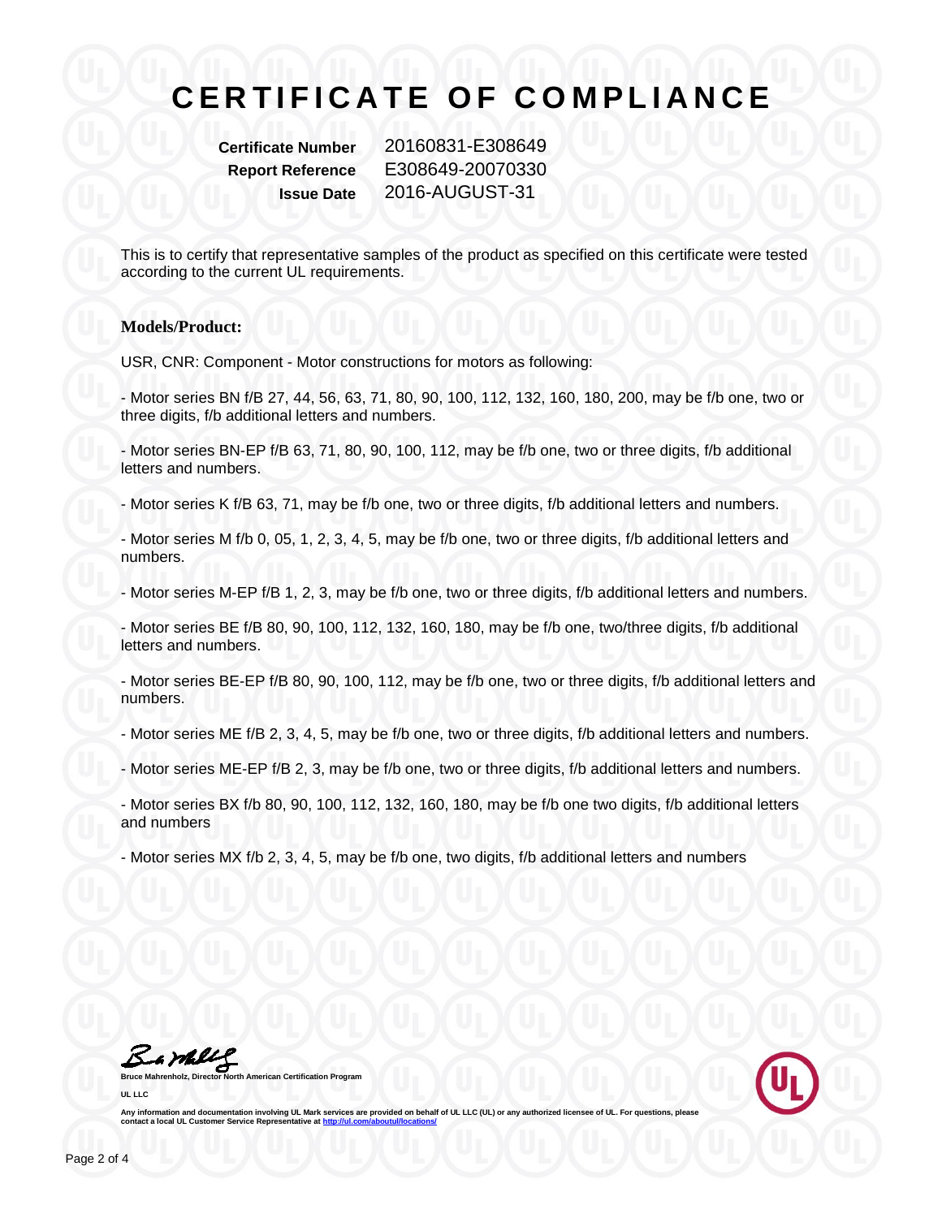# CERTIFICATE OF COMPLIANCE

**Certificate Number** 20160831-E308649
**Report Reference** E308649-20070330
**Issue Date** 2016-AUGUST-31

This is to certify that representative samples of the product as specified on this certificate were tested according to the current UL requirements.

**Models/Product:**

USR, CNR: Component - Motor constructions for motors as following:

- Motor series BN f/B 27, 44, 56, 63, 71, 80, 90, 100, 112, 132, 160, 180, 200, may be f/b one, two or three digits, f/b additional letters and numbers.

- Motor series BN-EP f/B 63, 71, 80, 90, 100, 112, may be f/b one, two or three digits, f/b additional letters and numbers.

- Motor series K f/B 63, 71, may be f/b one, two or three digits, f/b additional letters and numbers.

- Motor series M f/b 0, 05, 1, 2, 3, 4, 5, may be f/b one, two or three digits, f/b additional letters and numbers.

- Motor series M-EP f/B 1, 2, 3, may be f/b one, two or three digits, f/b additional letters and numbers.

- Motor series BE f/B 80, 90, 100, 112, 132, 160, 180, may be f/b one, two/three digits, f/b additional letters and numbers.

- Motor series BE-EP f/B 80, 90, 100, 112, may be f/b one, two or three digits, f/b additional letters and numbers.

- Motor series ME f/B 2, 3, 4, 5, may be f/b one, two or three digits, f/b additional letters and numbers.

- Motor series ME-EP f/B 2, 3, may be f/b one, two or three digits, f/b additional letters and numbers.

- Motor series BX f/b 80, 90, 100, 112, 132, 160, 180, may be f/b one two digits, f/b additional letters and numbers

- Motor series MX f/b 2, 3, 4, 5, may be f/b one, two digits, f/b additional letters and numbers

Bruce Mahrenholz, Director North American Certification Program

UL LLC

Any information and documentation involving UL Mark services are provided on behalf of UL LLC (UL) or any authorized licensee of UL. For questions, please contact a local UL Customer Service Representative at http://ul.com/aboutul/locations/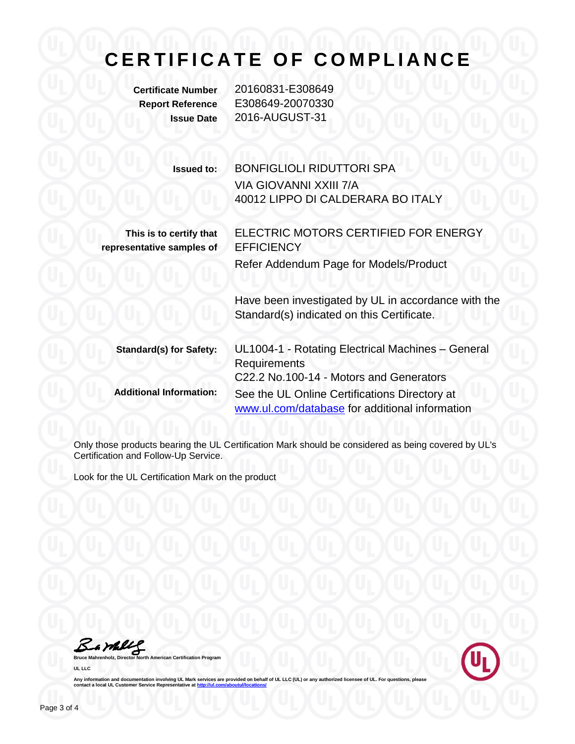# CERTIFICATE OF COMPLIANCE

**Certificate Number** 20160831-E308649
**Report Reference** E308649-20070330
**Issue Date** 2016-AUGUST-31

**Issued to:** BONFIGLIOLI RIDUTTORI SPA
VIA GIOVANNI XXIII 7/A
40012 LIPPO DI CALDERARA BO ITALY

**This is to certify that representative samples of** ELECTRIC MOTORS CERTIFIED FOR ENERGY EFFICIENCY
Refer Addendum Page for Models/Product

Have been investigated by UL in accordance with the Standard(s) indicated on this Certificate.

**Standard(s) for Safety:** UL1004-1 - Rotating Electrical Machines – General Requirements
C22.2 No.100-14 - Motors and Generators

**Additional Information:** See the UL Online Certifications Directory at [www.ul.com/database](www.ul.com/database) for additional information

Only those products bearing the UL Certification Mark should be considered as being covered by UL's Certification and Follow-Up Service.

Look for the UL Certification Mark on the product

**Bruce Mahrenholz, Director North American Certification Program**

**UL LLC**

Any information and documentation involving UL Mark services are provided on behalf of UL LLC (UL) or any authorized licensee of UL. For questions, please contact a local UL Customer Service Representative at [http://ul.com/aboutul/locations/](http://ul.com/aboutul/locations/)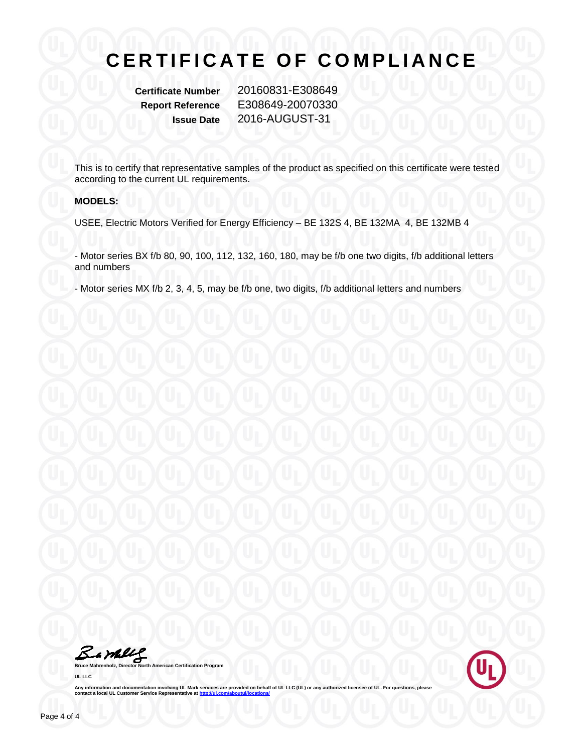# CERTIFICATE OF COMPLIANCE

**Certificate Number** 20160831-E308649
**Report Reference** E308649-20070330
**Issue Date** 2016-AUGUST-31

This is to certify that representative samples of the product as specified on this certificate were tested according to the current UL requirements.

**MODELS:**

USEE, Electric Motors Verified for Energy Efficiency – BE 132S 4, BE 132MA 4, BE 132MB 4

- Motor series BX f/b 80, 90, 100, 112, 132, 160, 180, may be f/b one two digits, f/b additional letters and numbers

- Motor series MX f/b 2, 3, 4, 5, may be f/b one, two digits, f/b additional letters and numbers

Bruce Mahrenholz, Director North American Certification Program

UL LLC

Any information and documentation involving UL Mark services are provided on behalf of UL LLC (UL) or any authorized licensee of UL. For questions, please contact a local UL Customer Service Representative at http://ul.com/aboutul/locations/